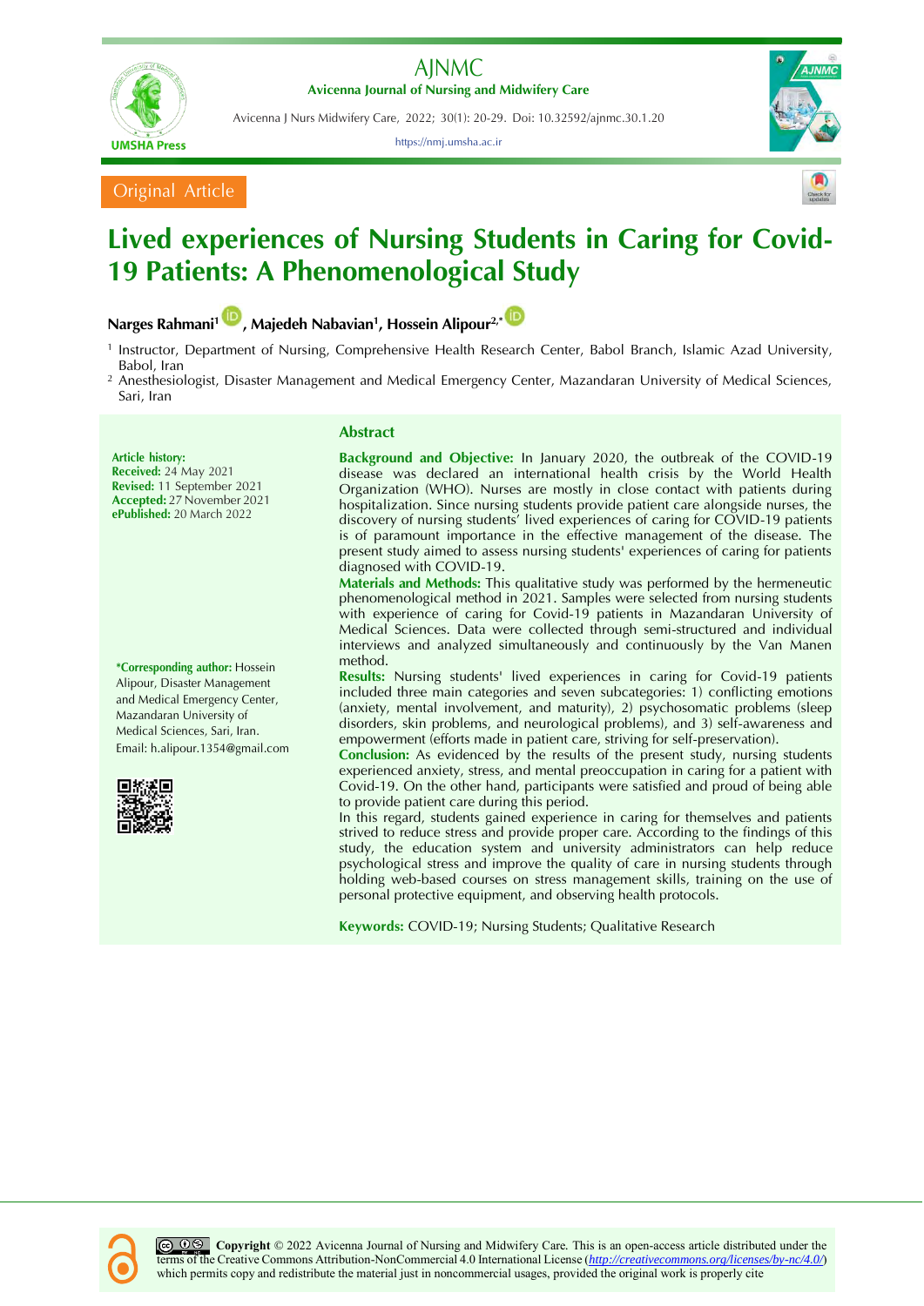Original Article

# Lived experiences of Nursing Students in Caring for Covid-19 Patients: A Phenomenological Study

**Narges Rahmani[1], Majedeh Nabavian[1], Hossein Alipour[2,*]**

[1] Instructor, Department of Nursing, Comprehensive Health Research Center, Babol Branch, Islamic Azad University, Babol, Iran

[2] Anesthesiologist, Disaster Management and Medical Emergency Center, Mazandaran University of Medical Sciences, Sari, Iran

**Article history:**
**Received:** 24 May 2021
**Revised:** 11 September 2021
**Accepted:** 27 November 2021
**ePublished:** 20 March 2022

**\*Corresponding author:** Hossein Alipour, Disaster Management and Medical Emergency Center, Mazandaran University of Medical Sciences, Sari, Iran.
Email: h.alipour.1354@gmail.com

## Abstract

**Background and Objective:** In January 2020, the outbreak of the COVID-19 disease was declared an international health crisis by the World Health Organization (WHO). Nurses are mostly in close contact with patients during hospitalization. Since nursing students provide patient care alongside nurses, the discovery of nursing students' lived experiences of caring for COVID-19 patients is of paramount importance in the effective management of the disease. The present study aimed to assess nursing students' experiences of caring for patients diagnosed with COVID-19.

**Materials and Methods:** This qualitative study was performed by the hermeneutic phenomenological method in 2021. Samples were selected from nursing students with experience of caring for Covid-19 patients in Mazandaran University of Medical Sciences. Data were collected through semi-structured and individual interviews and analyzed simultaneously and continuously by the Van Manen method.

**Results:** Nursing students' lived experiences in caring for Covid-19 patients included three main categories and seven subcategories: 1) conflicting emotions (anxiety, mental involvement, and maturity), 2) psychosomatic problems (sleep disorders, skin problems, and neurological problems), and 3) self-awareness and empowerment (efforts made in patient care, striving for self-preservation).

**Conclusion:** As evidenced by the results of the present study, nursing students experienced anxiety, stress, and mental preoccupation in caring for a patient with Covid-19. On the other hand, participants were satisfied and proud of being able to provide patient care during this period.

In this regard, students gained experience in caring for themselves and patients strived to reduce stress and provide proper care. According to the findings of this study, the education system and university administrators can help reduce psychological stress and improve the quality of care in nursing students through holding web-based courses on stress management skills, training on the use of personal protective equipment, and observing health protocols.

**Keywords:** COVID-19; Nursing Students; Qualitative Research

**Copyright** © 2022 Avicenna Journal of Nursing and Midwifery Care. This is an open-access article distributed under the terms of the Creative Commons Attribution-NonCommercial 4.0 International License (http://creativecommons.org/licenses/by-nc/4.0/) which permits copy and redistribute the material just in noncommercial usages, provided the original work is properly cite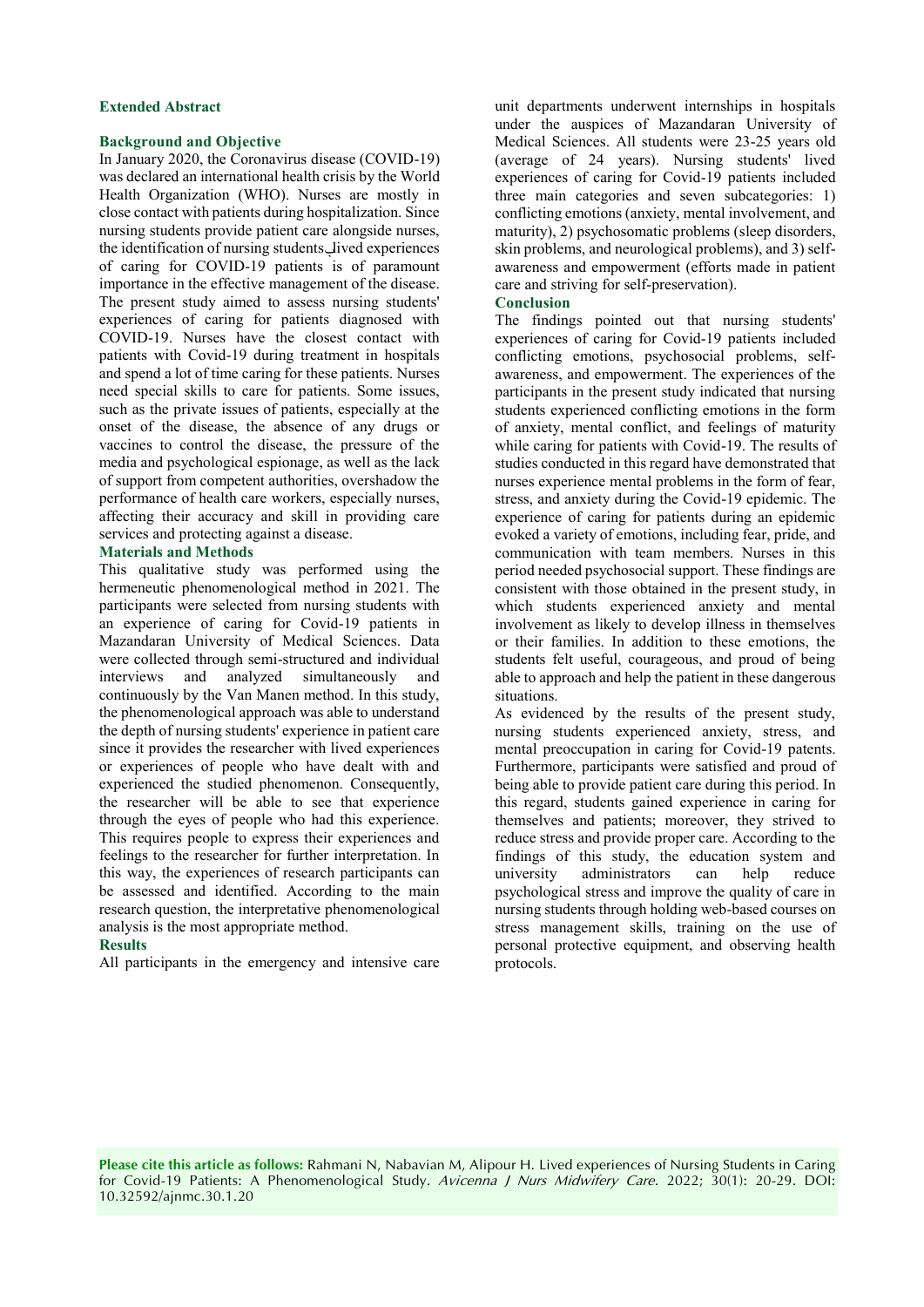## Extended Abstract

### Background and Objective

In January 2020, the Coronavirus disease (COVID-19) was declared an international health crisis by the World Health Organization (WHO). Nurses are mostly in close contact with patients during hospitalization. Since nursing students provide patient care alongside nurses, the identification of nursing students' lived experiences of caring for COVID-19 patients is of paramount importance in the effective management of the disease. The present study aimed to assess nursing students' experiences of caring for patients diagnosed with COVID-19. Nurses have the closest contact with patients with Covid-19 during treatment in hospitals and spend a lot of time caring for these patients. Nurses need special skills to care for patients. Some issues, such as the private issues of patients, especially at the onset of the disease, the absence of any drugs or vaccines to control the disease, the pressure of the media and psychological espionage, as well as the lack of support from competent authorities, overshadow the performance of health care workers, especially nurses, affecting their accuracy and skill in providing care services and protecting against a disease.

### Materials and Methods

This qualitative study was performed using the hermeneutic phenomenological method in 2021. The participants were selected from nursing students with an experience of caring for Covid-19 patients in Mazandaran University of Medical Sciences. Data were collected through semi-structured and individual interviews and analyzed simultaneously and continuously by the Van Manen method. In this study, the phenomenological approach was able to understand the depth of nursing students' experience in patient care since it provides the researcher with lived experiences or experiences of people who have dealt with and experienced the studied phenomenon. Consequently, the researcher will be able to see that experience through the eyes of people who had this experience. This requires people to express their experiences and feelings to the researcher for further interpretation. In this way, the experiences of research participants can be assessed and identified. According to the main research question, the interpretative phenomenological analysis is the most appropriate method.

### Results

All participants in the emergency and intensive care unit departments underwent internships in hospitals under the auspices of Mazandaran University of Medical Sciences. All students were 23-25 years old (average of 24 years). Nursing students' lived experiences of caring for Covid-19 patients included three main categories and seven subcategories: 1) conflicting emotions (anxiety, mental involvement, and maturity), 2) psychosomatic problems (sleep disorders, skin problems, and neurological problems), and 3) self-awareness and empowerment (efforts made in patient care and striving for self-preservation).

### Conclusion

The findings pointed out that nursing students' experiences of caring for Covid-19 patients included conflicting emotions, psychosocial problems, self-awareness, and empowerment. The experiences of the participants in the present study indicated that nursing students experienced conflicting emotions in the form of anxiety, mental conflict, and feelings of maturity while caring for patients with Covid-19. The results of studies conducted in this regard have demonstrated that nurses experience mental problems in the form of fear, stress, and anxiety during the Covid-19 epidemic. The experience of caring for patients during an epidemic evoked a variety of emotions, including fear, pride, and communication with team members. Nurses in this period needed psychosocial support. These findings are consistent with those obtained in the present study, in which students experienced anxiety and mental involvement as likely to develop illness in themselves or their families. In addition to these emotions, the students felt useful, courageous, and proud of being able to approach and help the patient in these dangerous situations.

As evidenced by the results of the present study, nursing students experienced anxiety, stress, and mental preoccupation in caring for Covid-19 patents. Furthermore, participants were satisfied and proud of being able to provide patient care during this period. In this regard, students gained experience in caring for themselves and patients; moreover, they strived to reduce stress and provide proper care. According to the findings of this study, the education system and university administrators can help reduce psychological stress and improve the quality of care in nursing students through holding web-based courses on stress management skills, training on the use of personal protective equipment, and observing health protocols.

**Please cite this article as follows:** Rahmani N, Nabavian M, Alipour H. Lived experiences of Nursing Students in Caring for Covid-19 Patients: A Phenomenological Study. *Avicenna J Nurs Midwifery Care.* 2022; 30(1): 20-29. DOI: 10.32592/ajnmc.30.1.20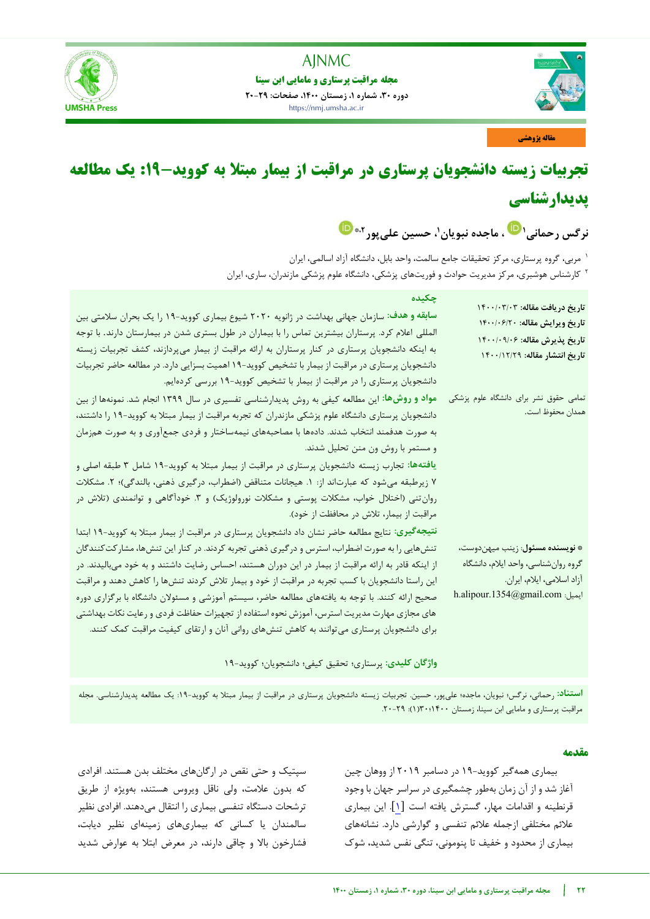مقاله پژوهشی

# تجربیات زیسته دانشجویان پرستاری در مراقبت از بیمار مبتلا به کووید-۱۹: یک مطالعه پدیدارشناسی

نرگس رحمانی[۱]، ماجده نبویان[۱]، حسین علی‌پور[۲,*]

[۱] مربی، گروه پرستاری، مرکز تحقیقات جامع سالمت، واحد بابل، دانشگاه آزاد اسلامی، ایران

[۲] کارشناس هوشبری، مرکز مدیریت حوادث و فوریت‌های پزشکی، دانشگاه علوم پزشکی مازندران، ساری، ایران

**تاریخ دریافت مقاله:** ۱۴۰۰/۰۳/۰۳
**تاریخ ویرایش مقاله:** ۱۴۰۰/۰۶/۲۰
**تاریخ پذیرش مقاله:** ۱۴۰۰/۰۹/۰۶
**تاریخ انتشار مقاله:** ۱۴۰۰/۱۲/۲۹

تمامی حقوق نشر برای دانشگاه علوم پزشکی همدان محفوظ است.

**\* نویسنده مسئول:** زینب میهن‌دوست، گروه روان‌شناسی، واحد ایلام، دانشگاه آزاد اسلامی، ایلام، ایران.
ایمیل: h.alipour.1354@gmail.com

## چکیده

**سابقه و هدف:** سازمان جهانی بهداشت در ژانویه ۲۰۲۰ شیوع بیماری کووید-۱۹ را یک بحران سلامتی بین المللی اعلام کرد. پرستاران بیشترین تماس را با بیماران در طول بستری شدن در بیمارستان دارند. با توجه به اینکه دانشجویان پرستاری در کنار پرستاران به ارائه مراقبت از بیمار می‌پردازند، کشف تجربیات زیسته دانشجویان پرستاری در مراقبت از بیمار با تشخیص کووید-۱۹ اهمیت بسزایی دارد. در مطالعه حاضر تجربیات دانشجویان پرستاری را در مراقبت از بیمار با تشخیص کووید-۱۹ بررسی کرده‌ایم.

**مواد و روش‌ها:** این مطالعه کیفی به روش پدیدارشناسی تفسیری در سال ۱۳۹۹ انجام شد. نمونه‌ها از بین دانشجویان پرستاری دانشگاه علوم پزشکی مازندران که تجربه مراقبت از بیمار مبتلا به کووید-۱۹ را داشتند، به صورت هدفمند انتخاب شدند. داده‌ها با مصاحبه‌های نیمه‌ساختار و فردی جمع‌آوری و به صورت همزمان و مستمر با روش ون منن تحلیل شدند.

**یافته‌ها:** تجارب زیسته دانشجویان پرستاری در مراقبت از بیمار مبتلا به کووید-۱۹ شامل ۳ طبقه اصلی و ۷ زیرطبقه می‌شود که عبارت‌اند از: ۱. هیجانات متناقض (اضطراب، درگیری ذهنی، بالندگی)؛ ۲. مشکلات روان‌تنی (اختلال خواب، مشکلات پوستی و مشکلات نورولوژیک) و ۳. خودآگاهی و توانمندی (تلاش در مراقبت از بیمار، تلاش در محافظت از خود).

**نتیجه‌گیری:** نتایج مطالعه حاضر نشان داد دانشجویان پرستاری در مراقبت از بیمار مبتلا به کووید-۱۹ ابتدا تنش‌هایی را به صورت اضطراب، استرس و درگیری ذهنی تجربه کردند. در کنار این تنش‌ها، مشارکت‌کنندگان از اینکه قادر به ارائه مراقبت از بیمار در این دوران هستند، احساس رضایت داشتند و به خود می‌بالیدند. در این راستا دانشجویان با کسب تجربه در مراقبت از خود و بیمار تلاش کردند تنش‌ها را کاهش دهند و مراقبت صحیح ارائه کنند. با توجه به یافته‌های مطالعه حاضر، سیستم آموزشی و مسئولان دانشگاه با برگزاری دوره های مجازی مهارت مدیریت استرس، آموزش نحوه استفاده از تجهیزات حفاظت فردی و رعایت نکات بهداشتی برای دانشجویان پرستاری می‌توانند به کاهش تنش‌های روانی آنان و ارتقای کیفیت مراقبت کمک کنند.

**واژگان کلیدی:** پرستاری؛ تحقیق کیفی؛ دانشجویان؛ کووید-۱۹

**استناد:** رحمانی، نرگس؛ نبویان، ماجده؛ علی‌پور، حسین. تجربیات زیسته دانشجویان پرستاری در مراقبت از بیمار مبتلا به کووید-۱۹: یک مطالعه پدیدارشناسی. مجله مراقبت پرستاری و مامایی ابن سینا، زمستان ۱۴۰۰؛۳۰(۱): ۲۹-۲۰.

## مقدمه

بیماری همه‌گیر کووید-۱۹ در دسامبر ۲۰۱۹ از ووهان چین آغاز شد و از آن زمان به‌طور چشمگیری در سراسر جهان با وجود قرنطینه و اقدامات مهار، گسترش یافته است [۱]. این بیماری علائم مختلفی ازجمله علائم تنفسی و گوارشی دارد. نشانه‌های بیماری از محدود و خفیف تا پنومونی، تنگی نفس شدید، شوک سپتیک و حتی نقص در ارگان‌های مختلف بدن هستند. افرادی که بدون علامت، ولی ناقل ویروس هستند، به‌ویژه از طریق ترشحات دستگاه تنفسی بیماری را انتقال می‌دهند. افرادی نظیر سالمندان یا کسانی که بیماری‌های زمینه‌ای نظیر دیابت، فشارخون بالا و چاقی دارند، در معرض ابتلا به عوارض شدید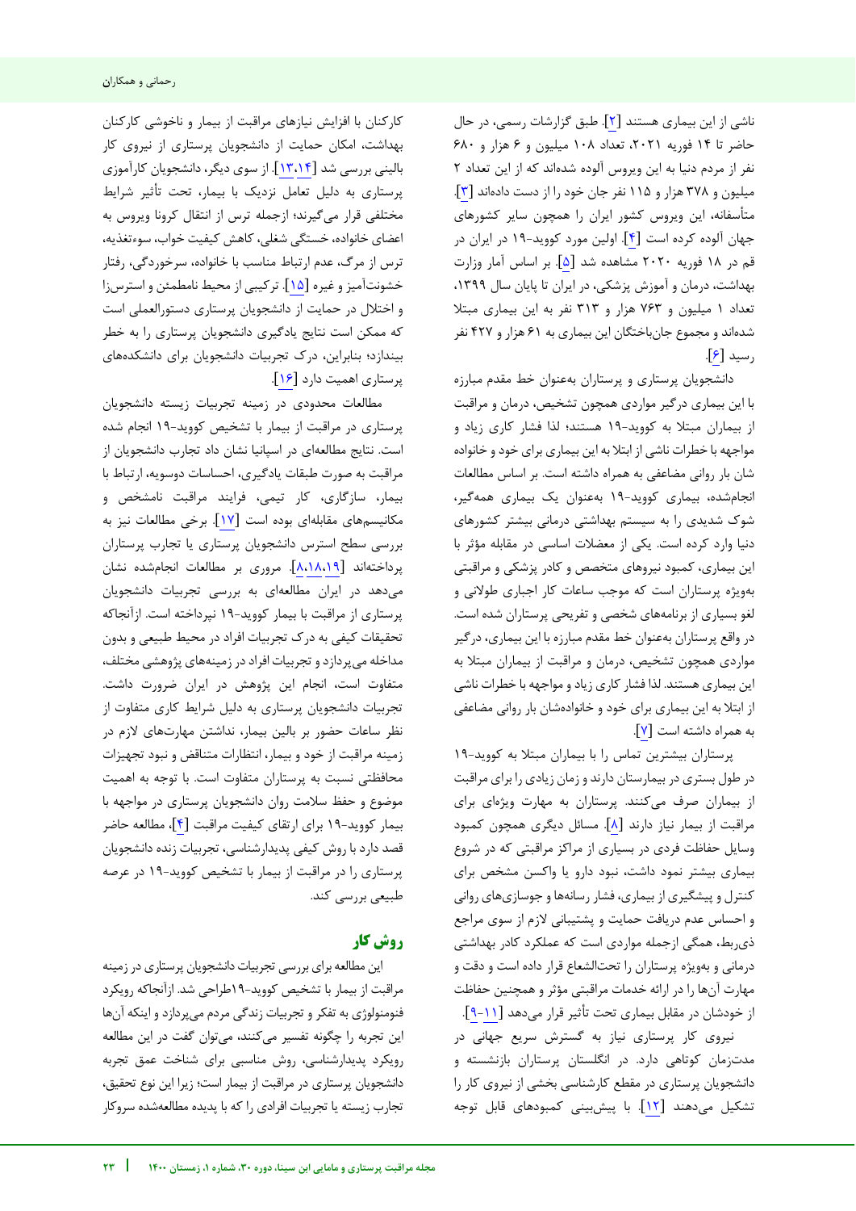ناشی از این بیماری هستند [۲]. طبق گزارشات رسمی، در حال حاضر تا ۱۴ فوریه ۲۰۲۱، تعداد ۱۰۸ میلیون و ۶ هزار و ۶۸۰ نفر از مردم دنیا به این ویروس آلوده شده‌اند که از این تعداد ۲ میلیون و ۳۷۸ هزار و ۱۱۵ نفر جان خود را از دست داده‌اند [۳]. متأسفانه، این ویروس کشور ایران را همچون سایر کشورهای جهان آلوده کرده است [۴]. اولین مورد کووید-۱۹ در ایران در قم در ۱۸ فوریه ۲۰۲۰ مشاهده شد [۵]. بر اساس آمار وزارت بهداشت، درمان و آموزش پزشکی، در ایران تا پایان سال ۱۳۹۹، تعداد ۱ میلیون و ۷۶۳ هزار و ۳۱۳ نفر به این بیماری مبتلا شده‌اند و مجموع جان‌باختگان این بیماری به ۶۱ هزار و ۴۲۷ نفر رسید [۶].

دانشجویان پرستاری و پرستاران به‌عنوان خط مقدم مبارزه با این بیماری درگیر مواردی همچون تشخیص، درمان و مراقبت از بیماران مبتلا به کووید-۱۹ هستند؛ لذا فشار کاری زیاد و مواجهه با خطرات ناشی از ابتلا به این بیماری برای خود و خانواده شان بار روانی مضاعفی به همراه داشته است. بر اساس مطالعات انجام‌شده، بیماری کووید-۱۹ به‌عنوان یک بیماری همه‌گیر، شوک شدیدی را به سیستم بهداشتی درمانی بیشتر کشورهای دنیا وارد کرده است. یکی از معضلات اساسی در مقابله مؤثر با این بیماری، کمبود نیروهای متخصص و کادر پزشکی و مراقبتی به‌ویژه پرستاران است که موجب ساعات کار اجباری طولانی و لغو بسیاری از برنامه‌های شخصی و تفریحی پرستاران شده است. در واقع پرستاران به‌عنوان خط مقدم مبارزه با این بیماری، درگیر مواردی همچون تشخیص، درمان و مراقبت از بیماران مبتلا به این بیماری هستند. لذا فشار کاری زیاد و مواجهه با خطرات ناشی از ابتلا به این بیماری برای خود و خانواده‌شان بار روانی مضاعفی به همراه داشته است [۷].

پرستاران بیشترین تماس را با بیماران مبتلا به کووید-۱۹ در طول بستری در بیمارستان دارند و زمان زیادی را برای مراقبت از بیماران صرف می‌کنند. پرستاران به مهارت ویژه‌ای برای مراقبت از بیمار نیاز دارند [۸]. مسائل دیگری همچون کمبود وسایل حفاظت فردی در بسیاری از مراکز مراقبتی که در شروع بیماری بیشتر نمود داشت، نبود دارو یا واکسن مشخص برای کنترل و پیشگیری از بیماری، فشار رسانه‌ها و جوسازی‌های روانی و احساس عدم دریافت حمایت و پشتیبانی لازم از سوی مراجع ذی‌ربط، همگی ازجمله مواردی است که عملکرد کادر بهداشتی درمانی و به‌ویژه پرستاران را تحت‌الشعاع قرار داده است و دقت و مهارت آن‌ها را در ارائه خدمات مراقبتی مؤثر و همچنین حفاظت از خودشان در مقابل بیماری تحت تأثیر قرار می‌دهد [۹-۱۱].

نیروی کار پرستاری نیاز به گسترش سریع جهانی در مدت‌زمان کوتاهی دارد. در انگلستان پرستاران بازنشسته و دانشجویان پرستاری در مقطع کارشناسی بخشی از نیروی کار را تشکیل می‌دهند [۱۲]. با پیش‌بینی کمبودهای قابل توجه کارکنان با افزایش نیازهای مراقبت از بیمار و ناخوشی کارکنان بهداشت، امکان حمایت از دانشجویان پرستاری از نیروی کار بالینی بررسی شد [۱۳،۱۴]. از سوی دیگر، دانشجویان کارآموزی پرستاری به دلیل تعامل نزدیک با بیمار، تحت تأثیر شرایط مختلفی قرار می‌گیرند؛ ازجمله ترس از انتقال کرونا ویروس به اعضای خانواده، خستگی شغلی، کاهش کیفیت خواب، سوءتغذیه، ترس از مرگ، عدم ارتباط مناسب با خانواده، سرخوردگی، رفتار خشونت‌آمیز و غیره [۱۵]. ترکیبی از محیط نامطمئن و استرس‌زا و اختلال در حمایت از دانشجویان پرستاری دستورالعملی است که ممکن است نتایج یادگیری دانشجویان پرستاری را به خطر بیندازد؛ بنابراین، درک تجربیات دانشجویان برای دانشکده‌های پرستاری اهمیت دارد [۱۶].

مطالعات محدودی در زمینه تجربیات زیسته دانشجویان پرستاری در مراقبت از بیمار با تشخیص کووید-۱۹ انجام شده است. نتایج مطالعه‌ای در اسپانیا نشان داد تجارب دانشجویان از مراقبت به صورت طبقات یادگیری، احساسات دوسویه، ارتباط با بیمار، سازگاری، کار تیمی، فرایند مراقبت نامشخص و مکانیسم‌های مقابله‌ای بوده است [۱۷]. برخی مطالعات نیز به بررسی سطح استرس دانشجویان پرستاری یا تجارب پرستاران پرداخته‌اند [۸،۱۸،۱۹]. مروری بر مطالعات انجام‌شده نشان می‌دهد در ایران مطالعه‌ای به بررسی تجربیات دانشجویان پرستاری از مراقبت با بیمار کووید-۱۹ نپرداخته است. ازآنجاکه تحقیقات کیفی به درک تجربیات افراد در محیط طبیعی و بدون مداخله می‌پردازد و تجربیات افراد در زمینه‌های پژوهشی مختلف، متفاوت است، انجام این پژوهش در ایران ضرورت داشت. تجربیات دانشجویان پرستاری به دلیل شرایط کاری متفاوت از نظر ساعات حضور بر بالین بیمار، نداشتن مهارت‌های لازم در زمینه مراقبت از خود و بیمار، انتظارات متناقض و نبود تجهیزات محافظتی نسبت به پرستاران متفاوت است. با توجه به اهمیت موضوع و حفظ سلامت روان دانشجویان پرستاری در مواجهه با بیمار کووید-۱۹ برای ارتقای کیفیت مراقبت [۴]، مطالعه حاضر قصد دارد با روش کیفی پدیدارشناسی، تجربیات زنده دانشجویان پرستاری را در مراقبت از بیمار با تشخیص کووید-۱۹ در عرصه طبیعی بررسی کند.

## روش کار

این مطالعه برای بررسی تجربیات دانشجویان پرستاری در زمینه مراقبت از بیمار با تشخیص کووید-۱۹طراحی شد. ازآنجاکه رویکرد فنومنولوژی به تفکر و تجربیات زندگی مردم می‌پردازد و اینکه آن‌ها این تجربه را چگونه تفسیر می‌کنند، می‌توان گفت در این مطالعه رویکرد پدیدارشناسی، روش مناسبی برای شناخت عمق تجربه دانشجویان پرستاری در مراقبت از بیمار است؛ زیرا این نوع تحقیق، تجارب زیسته یا تجربیات افرادی را که با پدیده مطالعه‌شده سروکار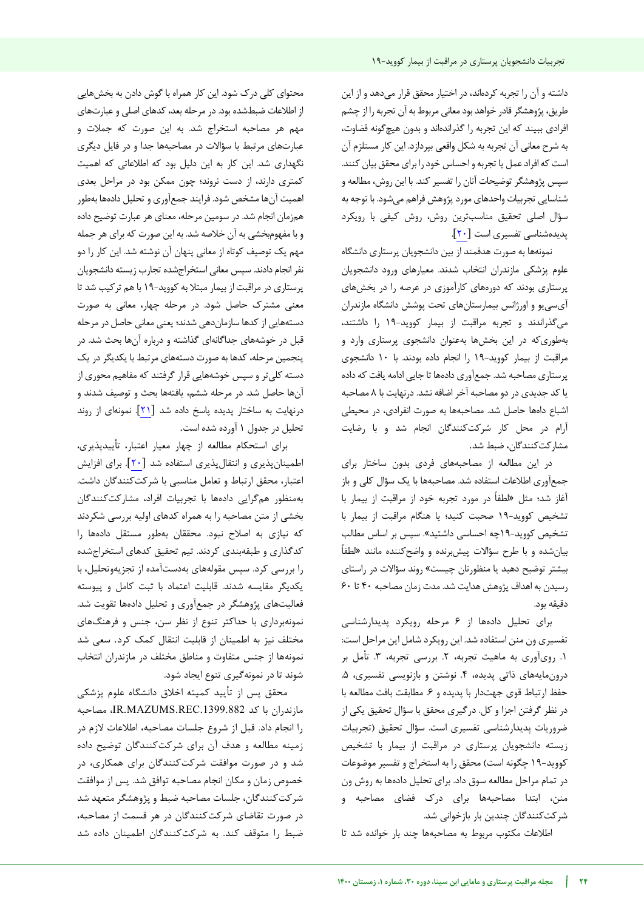داشته و آن را تجربه کرده‌اند، در اختیار محقق قرار می‌دهد و از این طریق، پژوهشگر قادر خواهد بود معانی مربوط به آن تجربه را از چشم افرادی ببیند که این تجربه را گذرانده‌اند و بدون هیچ‌گونه قضاوت، به شرح معانی آن تجربه به شکل واقعی بپردازد. این کار مستلزم آن است که افراد عمل یا تجربه و احساس خود را برای محقق بیان کنند. سپس پژوهشگر توضیحات آنان را تفسیر کند. با این روش، مطالعه و شناسایی تجربیات واحدهای مورد پژوهش فراهم می‌شود. با توجه به سؤال اصلی تحقیق مناسب‌ترین روش، روش کیفی با رویکرد پدیدهشناسی تفسیری است [۲۰].

نمونه‌ها به صورت هدفمند از بین دانشجویان پرستاری دانشگاه علوم پزشکی مازندران انتخاب شدند. معیارهای ورود دانشجویان پرستاری بودند که دوره‌های کارآموزی در عرصه را در بخش‌های آی‌سی‌یو و اورژانس بیمارستان‌های تحت پوشش دانشگاه مازندران می‌گذراندند و تجربه مراقبت از بیمار کووید-۱۹ را داشتند، به‌طوری‌که در این بخش‌ها به‌عنوان دانشجوی پرستاری وارد و مراقبت از بیمار کووید-۱۹ را انجام داده بودند. با ۱۰ دانشجوی پرستاری مصاحبه شد. جمع‌آوری داده‌ها تا جایی ادامه یافت که داده یا کد جدیدی در دو مصاحبه آخر اضافه نشد. درنهایت با ۸ مصاحبه اشباع داه‌ها حاصل شد. مصاحبه‌ها به صورت انفرادی، در محیطی آرام در محل کار شرکت‌کنندگان انجام شد و با رضایت مشارکت‌کنندگان، ضبط شد.

در این مطالعه از مصاحبه‌های فردی بدون ساختار برای جمع‌آوری اطلاعات استفاده شد. مصاحبه‌ها با یک سؤال کلی و باز آغاز شد؛ مثل «لطفاً در مورد تجربه خود از مراقبت از بیمار با تشخیص کووید-۱۹ صحبت کنید؛ یا هنگام مراقبت از بیمار با تشخیص کووید-۱۹چه احساسی داشتید». سپس بر اساس مطالب بیان‌شده و با طرح سؤالات پیش‌برنده و واضح‌کننده مانند «لطفاً بیشتر توضیح دهید یا منظورتان چیست» روند سؤالات در راستای رسیدن به اهداف پژوهش هدایت شد. مدت زمان مصاحبه ۴۰ تا ۶۰ دقیقه بود.

برای تحلیل داده‌ها از ۶ مرحله رویکرد پدیدارشناسی تفسیری ون منن استفاده شد. این رویکرد شامل این مراحل است: ۱. روی‌آوری به ماهیت تجربه، ۲. بررسی تجربه، ۳. تأمل بر درون‌مایه‌های ذاتی پدیده، ۴. نوشتن و بازنویسی تفسیری، ۵. حفظ ارتباط قوی جهت‌دار با پدیده و ۶. مطابقت بافت مطالعه با در نظر گرفتن اجزا و کل. درگیری محقق با سؤال تحقیق یکی از ضروریات پدیدارشناسی تفسیری است. سؤال تحقیق (تجربیات زیسته دانشجویان پرستاری در مراقبت از بیمار با تشخیص کووید-۱۹ چگونه است) محقق را به استخراج و تفسیر موضوعات در تمام مراحل مطالعه سوق داد. برای تحلیل داده‌ها به روش ون منن، ابتدا مصاحبه‌ها برای درک فضای مصاحبه و شرکت‌کنندگان چندین بار بازخوانی شد.

اطلاعات مکتوب مربوط به مصاحبه‌ها چند بار خوانده شد تا محتوای کلی درک شود. این کار همراه با گوش دادن به بخش‌هایی از اطلاعات ضبط‌شده بود. در مرحله بعد، کدهای اصلی و عبارت‌های مهم هر مصاحبه استخراج شد. به این صورت که جملات و عبارت‌های مرتبط با سؤالات در مصاحبه‌ها جدا و در فایل دیگری نگهداری شد. این کار به این دلیل بود که اطلاعاتی که اهمیت کمتری دارند، از دست نروند؛ چون ممکن بود در مراحل بعدی اهمیت آن‌ها مشخص شود. فرایند جمع‌آوری و تحلیل داده‌ها به‌طور همزمان انجام شد. در سومین مرحله، معنای هر عبارت توضیح داده و با مفهوم‌بخشی به آن خلاصه شد. به این صورت که برای هر جمله مهم یک توصیف کوتاه از معانی پنهان آن نوشته شد. این کار را دو نفر انجام دادند. سپس معانی استخراج‌شده تجارب زیسته دانشجویان پرستاری در مراقبت از بیمار مبتلا به کووید-۱۹ با هم ترکیب شد تا معنی مشترک حاصل شود. در مرحله چهار، معانی به صورت دسته‌هایی از کدها سازمان‌دهی شدند؛ یعنی معانی حاصل در مرحله قبل در خوشه‌های جداگانه‌ای گذاشته و درباره آن‌ها بحث شد. در پنجمین مرحله، کدها به صورت دسته‌های مرتبط با یکدیگر در یک دسته کلی‌تر و سپس خوشه‌هایی قرار گرفتند که مفاهیم محوری از آن‌ها حاصل شد. در مرحله ششم، یافته‌ها بحث و توصیف شدند و درنهایت به ساختار پدیده پاسخ داده شد [۲۱]. نمونه‌ای از روند تحلیل در جدول ۱ آورده شده است.

برای استحکام مطالعه از چهار معیار اعتبار، تأییدپذیری، اطمینان‌پذیری و انتقال‌پذیری استفاده شد [۲۰]. برای افزایش اعتبار، محقق ارتباط و تعامل مناسبی با شرکت‌کنندگان داشت. به‌منظور هم‌گرایی داده‌ها با تجربیات افراد، مشارکت‌کنندگان بخشی از متن مصاحبه را به همراه کدهای اولیه بررسی شکردند که نیازی به اصلاح نبود. محققان به‌طور مستقل داده‌ها را کدگذاری و طبقه‌بندی کردند. تیم تحقیق کدهای استخراج‌شده را بررسی کرد. سپس مقوله‌های به‌دست‌آمده از تجزیه‌وتحلیل، با یکدیگر مقایسه شدند. قابلیت اعتماد با ثبت کامل و پیوسته فعالیت‌های پژوهشگر در جمع‌آوری و تحلیل داده‌ها تقویت شد. نمونه‌برداری با حداکثر تنوع از نظر سن، جنس و فرهنگ‌های مختلف نیز به اطمینان از قابلیت انتقال کمک کرد. سعی شد نمونه‌ها از جنس متفاوت و مناطق مختلف در مازندران انتخاب شوند تا در نمونه‌گیری تنوع ایجاد شود.

محقق پس از تأیید کمیته اخلاق دانشگاه علوم پزشکی مازندران با کد IR.MAZUMS.REC.1399.882، مصاحبه را انجام داد. قبل از شروع جلسات مصاحبه، اطلاعات لازم در زمینه مطالعه و هدف آن برای شرکت‌کنندگان توضیح داده شد و در صورت موافقت شرکت‌کنندگان برای همکاری، در خصوص زمان و مکان انجام مصاحبه توافق شد. پس از موافقت شرکت‌کنندگان، جلسات مصاحبه ضبط و پژوهشگر متعهد شد در صورت تقاضای شرکت‌کنندگان در هر قسمت از مصاحبه، ضبط را متوقف کند. به شرکت‌کنندگان اطمینان داده شد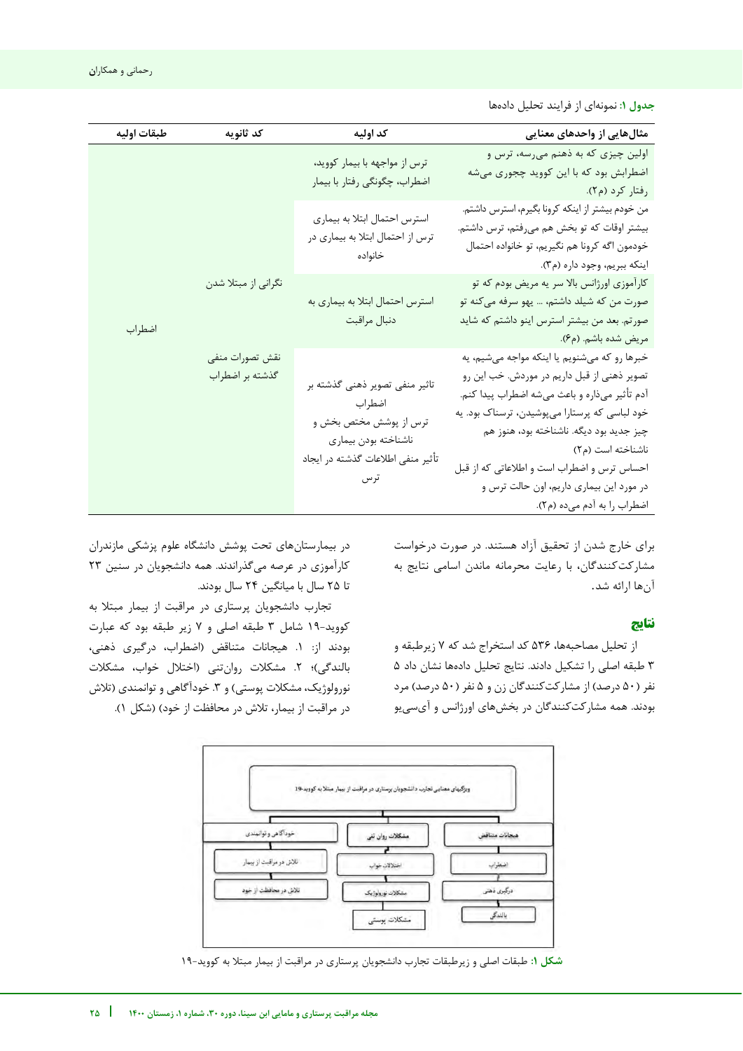**جدول ۱:** نمونه‌ای از فرایند تحلیل داده‌ها

| مثال‌هایی از واحدهای معنایی | کد اولیه | کد ثانویه | طبقات اولیه |
| --- | --- | --- | --- |
| اولین چیزی که به ذهنم می‌رسه، ترس و اضطرابش بود که با این کووید چجوری می‌شه رفتار کرد (م۲). | ترس از مواجهه با بیمار کووید، اضطراب، چگونگی رفتار با بیمار | نگرانی از مبتلا شدن | اضطراب |
| من خودم بیشتر از اینکه کرونا بگیرم، استرس داشتم. بیشتر اوقات که تو بخش هم می‌رفتم، ترس داشتم. خودمون اگه کرونا هم نگیریم، تو خانواده احتمال اینکه ببریم، وجود داره (م۳). | استرس احتمال ابتلا به بیماری ترس از احتمال ابتلا به بیماری در خانواده | | |
| کارآموزی اورژانس بالا سر یه مریض بودم که تو صورت من که شیلد داشتم، ... یهو سرفه می‌کنه تو صورتم. بعد من بیشتر استرس اینو داشتم که شاید مریض شده باشم. (م۶). | استرس احتمال ابتلا به بیماری به دنبال مراقبت | | |
| خبرها رو که می‌شنویم یا اینکه مواجه می‌شیم، یه تصویر ذهنی از قبل داریم در موردش. خب این رو آدم تأثیر می‌ذاره و باعث می‌شه اضطراب پیدا کنم. خود لباسی که پرستارا می‌پوشیدن، ترسناک بود. یه چیز جدید بود دیگه. ناشناخته بود، هنوز هم ناشناخته است (م۲) احساس ترس و اضطراب است و اطلاعاتی که از قبل در مورد این بیماری داریم، اون حالت ترس و اضطراب را به آدم می‌ده (م۲). | تاثیر منفی تصویر ذهنی گذشته بر اضطراب ترس از پوشش مختص بخش و ناشناخته بودن بیماری تأثیر منفی اطلاعات گذشته در ایجاد ترس | نقش تصورات منفی گذشته بر اضطراب | |

برای خارج شدن از تحقیق آزاد هستند. در صورت درخواست مشارکت‌کنندگان، با رعایت محرمانه ماندن اسامی نتایج به آن‌ها ارائه شد.

## نتایج

از تحلیل مصاحبه‌ها، ۵۳۶ کد استخراج شد که ۷ زیرطبقه و ۳ طبقه اصلی را تشکیل دادند. نتایج تحلیل داده‌ها نشان داد ۵ نفر (۵۰ درصد) از مشارکت‌کنندگان زن و ۵ نفر (۵۰ درصد) مرد بودند. همه مشارکت‌کنندگان در بخش‌های اورژانس و آی‌سی‌یو در بیمارستان‌های تحت پوشش دانشگاه علوم پزشکی مازندران کارآموزی در عرصه می‌گذراندند. همه دانشجویان در سنین ۲۳ تا ۲۵ سال با میانگین ۲۴ سال بودند.

تجارب دانشجویان پرستاری در مراقبت از بیمار مبتلا به کووید-۱۹ شامل ۳ طبقه اصلی و ۷ زیر طبقه بود که عبارت بودند از: ۱. هیجانات متناقض (اضطراب، درگیری ذهنی، بالندگی)؛ ۲. مشکلات روان‌تنی (اختلال خواب، مشکلات نورولوژیک، مشکلات پوستی) و ۳. خودآگاهی و توانمندی (تلاش در مراقبت از بیمار، تلاش در محافظت از خود) (شکل ۱).

ویژگی‌های معنایی تجارب دانشجویان پرستاری در مراقبت از بیمار مبتلا به کووید-۱۹

- هیجانات متناقض
  - اضطراب
  - درگیری ذهنی
  - بالندگی
- مشکلات روان تنی
  - اختلالات خواب
  - مشکلات نورولوژیک
  - مشکلات پوستی
- خودآگاهی و توانمندی
  - تلاش در مراقبت از بیمار
  - تلاش در محافظت از خود

**شکل ۱:** طبقات اصلی و زیرطبقات تجارب دانشجویان پرستاری در مراقبت از بیمار مبتلا به کووید-۱۹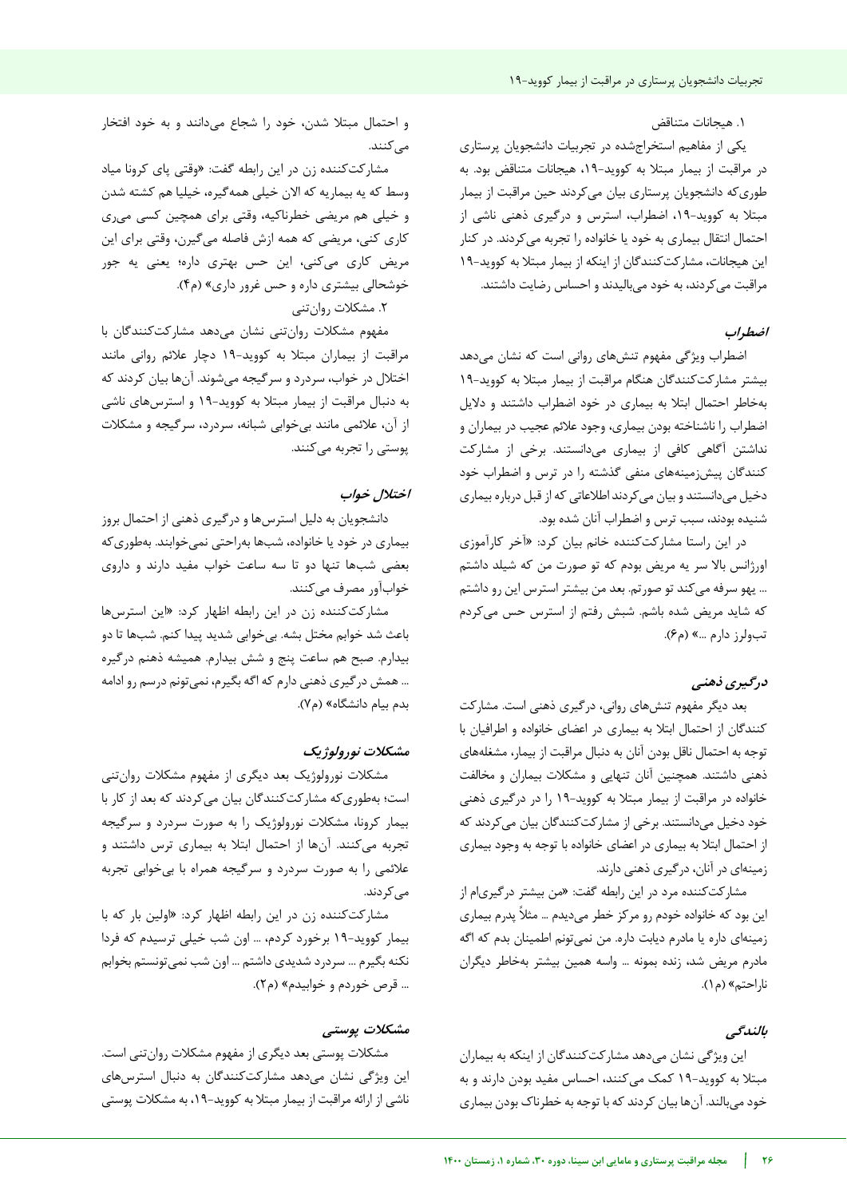۱. هیجانات متناقض

یکی از مفاهیم استخراج‌شده در تجربیات دانشجویان پرستاری در مراقبت از بیمار مبتلا به کووید-۱۹، هیجانات متناقض بود. به طوری‌که دانشجویان پرستاری بیان می‌کردند حین مراقبت از بیمار مبتلا به کووید-۱۹، اضطراب، استرس و درگیری ذهنی ناشی از احتمال انتقال بیماری به خود یا خانواده را تجربه می‌کردند. در کنار این هیجانات، مشارکت‌کنندگان از اینکه از بیمار مبتلا به کووید-۱۹ مراقبت می‌کردند، به خود می‌بالیدند و احساس رضایت داشتند.

### اضطراب

اضطراب ویژگی مفهوم تنش‌های روانی است که نشان می‌دهد بیشتر مشارکت‌کنندگان هنگام مراقبت از بیمار مبتلا به کووید-۱۹ به‌خاطر احتمال ابتلا به بیماری در خود اضطراب داشتند و دلایل اضطراب را ناشناخته بودن بیماری، وجود علائم عجیب در بیماران و نداشتن آگاهی کافی از بیماری می‌دانستند. برخی از مشارکت کنندگان پیش‌زمینه‌های منفی گذشته را در ترس و اضطراب خود دخیل می‌دانستند و بیان می‌کردند اطلاعاتی که از قبل درباره بیماری شنیده بودند، سبب ترس و اضطراب آنان شده بود.

در این راستا مشارکت‌کننده خانم بیان کرد: «آخر کارآموزی اورژانس بالا سر یه مریض بودم که تو صورت من که شیلد داشتم ... یهو سرفه می‌کند تو صورتم. بعد من بیشتر استرس این رو داشتم که شاید مریض شده باشم. شبش رفتم از استرس حس می‌کردم تب‌ولرز دارم ...» (م۶).

### درگیری ذهنی

بعد دیگر مفهوم تنش‌های روانی، درگیری ذهنی است. مشارکت کنندگان از احتمال ابتلا به بیماری در اعضای خانواده و اطرافیان با توجه به احتمال ناقل بودن آنان به دنبال مراقبت از بیمار، مشغله‌های ذهنی داشتند. همچنین آنان تنهایی و مشکلات بیماران و مخالفت خانواده در مراقبت از بیمار مبتلا به کووید-۱۹ را در درگیری ذهنی خود دخیل می‌دانستند. برخی از مشارکت‌کنندگان بیان می‌کردند که از احتمال ابتلا به بیماری در اعضای خانواده با توجه به وجود بیماری زمینه‌ای در آنان، درگیری ذهنی دارند.

مشارکت‌کننده مرد در این رابطه گفت: «من بیشتر درگیری‌ام از این بود که خانواده خودم رو مرکز خطر می‌دیدم ... مثلاً پدرم بیماری زمینه‌ای داره یا مادرم دیابت داره. من نمی‌تونم اطمینان بدم که اگه مادرم مریض شد، زنده بمونه ... واسه همین بیشتر به‌خاطر دیگران ناراحتم» (م۱).

### بالندگی

این ویژگی نشان می‌دهد مشارکت‌کنندگان از اینکه به بیماران مبتلا به کووید-۱۹ کمک می‌کنند، احساس مفید بودن دارند و به خود می‌بالند. آن‌ها بیان کردند که با توجه به خطرناک بودن بیماری و احتمال مبتلا شدن، خود را شجاع می‌دانند و به خود افتخار می‌کنند.

مشارکت‌کننده زن در این رابطه گفت: «وقتی پای کرونا میاد وسط که یه بیماریه که الان خیلی همه‌گیره، خیلیا هم کشته شدن و خیلی هم مریضی خطرناکیه، وقتی برای همچین کسی می‌ری کاری کنی، مریضی که همه ازش فاصله می‌گیرن، وقتی برای این مریض کاری می‌کنی، این حس بهتری داره؛ یعنی یه جور خوشحالی بیشتری داره و حس غرور داری» (م۴).

۲. مشکلات روان‌تنی

مفهوم مشکلات روان‌تنی نشان می‌دهد مشارکت‌کنندگان با مراقبت از بیماران مبتلا به کووید-۱۹ دچار علائم روانی مانند اختلال در خواب، سردرد و سرگیجه می‌شوند. آن‌ها بیان کردند که به دنبال مراقبت از بیمار مبتلا به کووید-۱۹ و استرس‌های ناشی از آن، علائمی مانند بی‌خوابی شبانه، سردرد، سرگیجه و مشکلات پوستی را تجربه می‌کنند.

### اختلال خواب

دانشجویان به دلیل استرس‌ها و درگیری ذهنی از احتمال بروز بیماری در خود یا خانواده، شب‌ها به‌راحتی نمی‌خوابند. به‌طوری‌که بعضی شب‌ها تنها دو تا سه ساعت خواب مفید دارند و داروی خواب‌آور مصرف می‌کنند.

مشارکت‌کننده زن در این رابطه اظهار کرد: «این استرس‌ها باعث شد خوابم مختل بشه. بی‌خوابی شدید پیدا کنم. شب‌ها تا دو بیدارم. صبح هم ساعت پنج و شش بیدارم. همیشه ذهنم درگیره ... همش درگیری ذهنی دارم که اگه بگیرم، نمی‌تونم درسم رو ادامه بدم بیام دانشگاه» (م۷).

### مشکلات نورولوژیک

مشکلات نورولوژیک بعد دیگری از مفهوم مشکلات روان‌تنی است؛ به‌طوری‌که مشارکت‌کنندگان بیان می‌کردند که بعد از کار با بیمار کرونا، مشکلات نورولوژیک را به صورت سردرد و سرگیجه تجربه می‌کنند. آن‌ها از احتمال ابتلا به بیماری ترس داشتند و علائمی را به صورت سردرد و سرگیجه همراه با بی‌خوابی تجربه می‌کردند.

مشارکت‌کننده زن در این رابطه اظهار کرد: «اولین بار که با بیمار کووید-۱۹ برخورد کردم، ... اون شب خیلی ترسیدم که فردا نکنه بگیرم ... سردرد شدیدی داشتم ... اون شب نمی‌تونستم بخوابم ... قرص خوردم و خوابیدم» (م۲).

### مشکلات پوستی

مشکلات پوستی بعد دیگری از مفهوم مشکلات روان‌تنی است. این ویژگی نشان می‌دهد مشارکت‌کنندگان به دنبال استرس‌های ناشی از ارائه مراقبت از بیمار مبتلا به کووید-۱۹، به مشکلات پوستی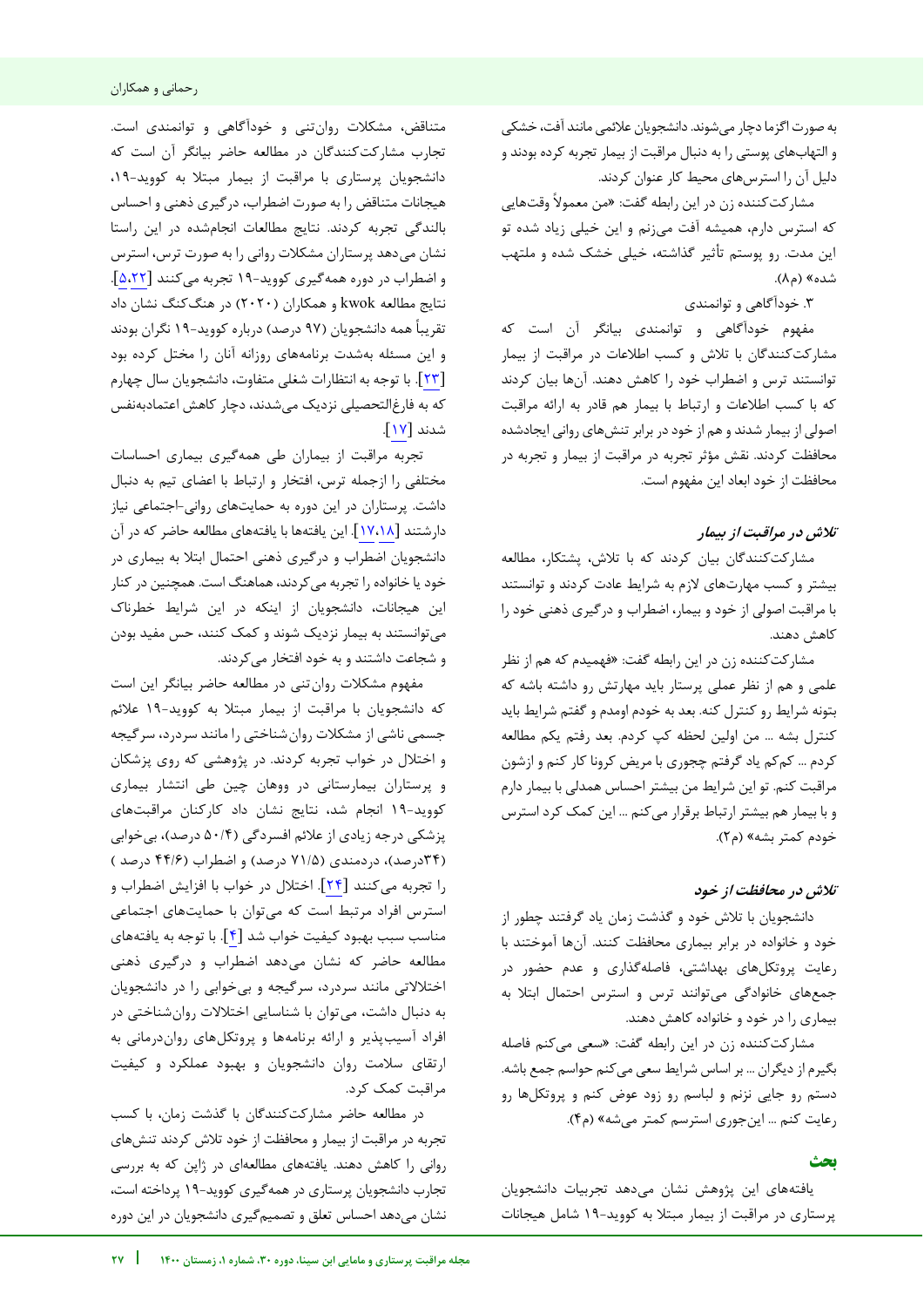به صورت اگزما دچار می‌شوند. دانشجویان علائمی مانند آفت، خشکی و التهاب‌های پوستی را به دنبال مراقبت از بیمار تجربه کرده بودند و دلیل آن را استرس‌های محیط کار عنوان کردند.

مشارکت‌کننده زن در این رابطه گفت: «من معمولاً وقت‌هایی که استرس دارم، همیشه آفت می‌زنم و این خیلی زیاد شده تو این مدت. رو پوستم تأثیر گذاشته، خیلی خشک شده و ملتهب شده» (م۸).

۳. خودآگاهی و توانمندی

مفهوم خودآگاهی و توانمندی بیانگر آن است که مشارکت‌کنندگان با تلاش و کسب اطلاعات در مراقبت از بیمار توانستند ترس و اضطراب خود را کاهش دهند. آن‌ها بیان کردند که با کسب اطلاعات و ارتباط با بیمار هم قادر به ارائه مراقبت اصولی از بیمار شدند و هم از خود در برابر تنش‌های روانی ایجادشده محافظت کردند. نقش مؤثر تجربه در مراقبت از بیمار و تجربه در محافظت از خود ابعاد این مفهوم است.

### *تلاش در مراقبت از بیمار*

مشارکت‌کنندگان بیان کردند که با تلاش، پشتکار، مطالعه بیشتر و کسب مهارت‌های لازم به شرایط عادت کردند و توانستند با مراقبت اصولی از خود و بیمار، اضطراب و درگیری ذهنی خود را کاهش دهند.

مشارکت‌کننده زن در این رابطه گفت: «فهمیدم که هم از نظر علمی و هم از نظر عملی پرستار باید مهارتش رو داشته باشه که بتونه شرایط رو کنترل کنه. بعد به خودم اومدم و گفتم شرایط باید کنترل بشه ... من اولین لحظه کپ کردم. بعد رفتم یکم مطالعه کردم ... کم‌کم یاد گرفتم چجوری با مریض کرونا کار کنم و ازشون مراقبت کنم. تو این شرایط من بیشتر احساس همدلی با بیمار دارم و با بیمار هم بیشتر ارتباط برقرار می‌کنم ... این کمک کرد استرس خودم کمتر بشه» (م۲).

### *تلاش در محافظت از خود*

دانشجویان با تلاش خود و گذشت زمان یاد گرفتند چطور از خود و خانواده در برابر بیماری محافظت کنند. آن‌ها آموختند با رعایت پروتکل‌های بهداشتی، فاصله‌گذاری و عدم حضور در جمع‌های خانوادگی می‌توانند ترس و استرس احتمال ابتلا به بیماری را در خود و خانواده کاهش دهند.

مشارکت‌کننده زن در این رابطه گفت: «سعی می‌کنم فاصله بگیرم از دیگران ... بر اساس شرایط سعی می‌کنم حواسم جمع باشه. دستم رو جایی نزنم و لباسم رو زود عوض کنم و پروتکل‌ها رو رعایت کنم ... این‌جوری استرسم کمتر می‌شه» (م۴).

## بحث

یافته‌های این پژوهش نشان می‌دهد تجربیات دانشجویان پرستاری در مراقبت از بیمار مبتلا به کووید-۱۹ شامل هیجانات متناقض، مشکلات روان‌تنی و خودآگاهی و توانمندی است. تجارب مشارکت‌کنندگان در مطالعه حاضر بیانگر آن است که دانشجویان پرستاری با مراقبت از بیمار مبتلا به کووید-۱۹، هیجانات متناقض را به صورت اضطراب، درگیری ذهنی و احساس بالندگی تجربه کردند. نتایج مطالعات انجام‌شده در این راستا نشان می‌دهد پرستاران مشکلات روانی را به صورت ترس، استرس و اضطراب در دوره همه‌گیری کووید-۱۹ تجربه می‌کنند [۵،۲۲]. نتایج مطالعه kwok و همکاران (۲۰۲۰) در هنگ‌کنگ نشان داد تقریباً همه دانشجویان (۹۷ درصد) درباره کووید-۱۹ نگران بودند و این مسئله به‌شدت برنامه‌های روزانه آنان را مختل کرده بود [۲۳]. با توجه به انتظارات شغلی متفاوت، دانشجویان سال چهارم که به فارغ‌التحصیلی نزدیک می‌شدند، دچار کاهش اعتمادبه‌نفس شدند [۱۷].

تجربه مراقبت از بیماران طی همه‌گیری بیماری احساسات مختلفی را ازجمله ترس، افتخار و ارتباط با اعضای تیم به دنبال داشت. پرستاران در این دوره به حمایت‌های روانی-اجتماعی نیاز دارشتند [۱۷،۱۸]. این یافته‌ها با یافته‌های مطالعه حاضر که در آن دانشجویان اضطراب و درگیری ذهنی احتمال ابتلا به بیماری در خود یا خانواده را تجربه می‌کردند، هماهنگ است. همچنین در کنار این هیجانات، دانشجویان از اینکه در این شرایط خطرناک می‌توانستند به بیمار نزدیک شوند و کمک کنند، حس مفید بودن و شجاعت داشتند و به خود افتخار می‌کردند.

مفهوم مشکلات روان‌تنی در مطالعه حاضر بیانگر این است که دانشجویان با مراقبت از بیمار مبتلا به کووید-۱۹ علائم جسمی ناشی از مشکلات روان‌شناختی را مانند سردرد، سرگیجه و اختلال در خواب تجربه کردند. در پژوهشی که روی پزشکان و پرستاران بیمارستانی در ووهان چین طی انتشار بیماری کووید-۱۹ انجام شد، نتایج نشان داد کارکنان مراقبت‌های پزشکی درجه زیادی از علائم افسردگی (۵۰/۴ درصد)، بی‌خوابی (۳۴درصد)، دردمندی (۷۱/۵ درصد) و اضطراب (۴۴/۶ درصد ) را تجربه می‌کنند [۲۴]. اختلال در خواب با افزایش اضطراب و استرس افراد مرتبط است که می‌توان با حمایت‌های اجتماعی مناسب سبب بهبود کیفیت خواب شد [۴]. با توجه به یافته‌های مطالعه حاضر که نشان می‌دهد اضطراب و درگیری ذهنی اختلالاتی مانند سردرد، سرگیجه و بی‌خوابی را در دانشجویان به دنبال داشت، می‌توان با شناسایی اختلالات روان‌شناختی در افراد آسیب‌پذیر و ارائه برنامه‌ها و پروتکل‌های روان‌درمانی به ارتقای سلامت روان دانشجویان و بهبود عملکرد و کیفیت مراقبت کمک کرد.

در مطالعه حاضر مشارکت‌کنندگان با گذشت زمان، با کسب تجربه در مراقبت از بیمار و محافظت از خود تلاش کردند تنش‌های روانی را کاهش دهند. یافته‌های مطالعه‌ای در ژاپن که به بررسی تجارب دانشجویان پرستاری در همه‌گیری کووید-۱۹ پرداخته است، نشان می‌دهد احساس تعلق و تصمیم‌گیری دانشجویان در این دوره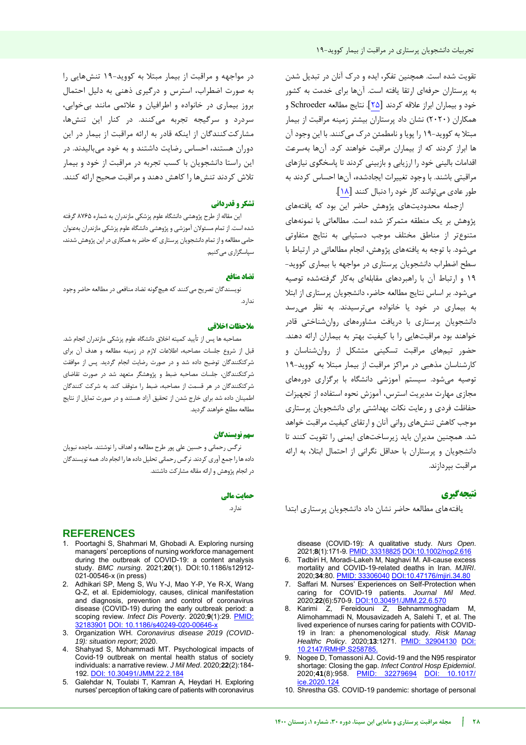تقویت شده است. همچنین تفکر، ایده و درک آنان در تبدیل شدن به پرستاران حرفه‌ای ارتقا یافته است. آن‌ها برای خدمت به کشور خود و بیماران ابراز علاقه کردند [۲۵]. نتایج مطالعه Schroeder و همکاران (۲۰۲۰) نشان داد پرستاران بیشتر زمینه مراقبت از بیمار مبتلا به کووید-۱۹ را پویا و نامطمئن درک می‌کنند. با این وجود آن ها ابراز کردند که از بیماران مراقبت خواهند کرد. آن‌ها به‌سرعت اقدامات بالینی خود را ارزیابی و بازبینی کردند تا پاسخگوی نیازهای مراقبتی باشند. با وجود تغییرات ایجادشده، آن‌ها احساس کردند به طور عادی می‌توانند کار خود را دنبال کنند [۱۸].

ازجمله محدودیت‌های پژوهش حاضر این بود که یافته‌های پژوهش بر یک منطقه متمرکز شده است. مطالعاتی با نمونه‌های متنوع‌تر از مناطق مختلف موجب دستیابی به نتایج متفاوتی می‌شود. با توجه به یافته‌های پژوهش، انجام مطالعاتی در ارتباط با سطح اضطراب دانشجویان پرستاری در مواجهه با بیماری کووید-۱۹ و ارتباط آن با راهبردهای مقابله‌ای به‌کار گرفته‌شده توصیه می‌شود. بر اساس نتایج مطالعه حاضر، دانشجویان پرستاری از ابتلا به بیماری در خود یا خانواده می‌ترسیدند. به نظر می‌رسد دانشجویان پرستاری با دریافت مشاوره‌های روان‌شناختی قادر خواهند بود مراقبت‌هایی را با کیفیت بهتر به بیماران ارائه دهند. حضور تیم‌های مراقبت تسکینی متشکل از روان‌شناسان و کارشناسان مذهبی در مراکز مراقبت از بیمار مبتلا به کووید-۱۹ توصیه می‌شود. سیستم آموزشی دانشگاه با برگزاری دوره‌های مجازی مهارت مدیریت استرس، آموزش نحوه استفاده از تجهیزات حفاظت فردی و رعایت نکات بهداشتی برای دانشجویان پرستاری موجب کاهش تنش‌های روانی آنان و ارتقای کیفیت مراقبت خواهد شد. همچنین مدیران باید زیرساخت‌های ایمنی را تقویت کنند تا دانشجویان و پرستاران با حداقل نگرانی از احتمال ابتلا، به ارائه مراقبت بپردازند.

## نتیجه‌گیری

یافته‌های مطالعه حاضر نشان داد دانشجویان پرستاری ابتدا در مواجهه و مراقبت از بیمار مبتلا به کووید-۱۹ تنش‌هایی را به صورت اضطراب، استرس و درگیری ذهنی به دلیل احتمال بروز بیماری در خانواده و اطرافیان و علائمی مانند بی‌خوابی، سردرد و سرگیجه تجربه می‌کنند. در کنار این تنش‌ها، مشارکت‌کنندگان از اینکه قادر به ارائه مراقبت از بیمار در این دوران هستند، احساس رضایت داشتند و به خود می‌بالیدند. در این راستا دانشجویان با کسب تجربه در مراقبت از خود و بیمار تلاش کردند تنش‌ها را کاهش دهند و مراقبت صحیح ارائه کنند.

### تشکر و قدردانی

این مقاله از طرح پژوهشی دانشگاه علوم پزشکی مازندران به شماره ۸۷۶۵ گرفته شده است. از تمام مسئولان آموزشی و پژوهشی دانشگاه علوم پزشکی مازندران به‌عنوان حامی مطالعه و از تمام دانشجویان پرستاری که حاضر به همکاری در این پژوهش شدند، سپاسگزاری می‌کنیم.

### تضاد منافع

نویسندگان تصریح می‌کنند که هیچ‌گونه تضاد منافعی در مطالعه حاضر وجود ندارد.

### ملاحظات اخلاقی

مصاحبه ها پس از تأیید کمیته اخلاق دانشگاه علوم پزشکی مازندران انجام شد. قبل از شروع جلسات مصاحبه، اطلاعات لازم در زمینه مطالعه و هدف آن برای شرکت‌کنندگان توضیح داده شد و در صورت رضایت انجام گردید. پس از موافقت شرکت‌کنندگان، جلسات مصاحبه ضبط و پژوهشگر متعهد شد در صورت تقاضای شرکت‌کنندگان در هر قسمت از مصاحبه، ضبط را متوقف کند. به شرکت کنندگان اطمینان داده شد برای خارج شدن از تحقیق آزاد هستند و در صورت تمایل از نتایج مطالعه مطلع خواهند گردید.

### سهم نویسندگان

نرگس رحمانی و حسین علی پور طرح مطالعه و اهداف را نوشتند. ماجده نبویان داده ها را جمع آوری کردند. نرگس رحمانی تحلیل داده ها را انجام داد. همه نویسندگان در انجام پژوهش و ارائه مقاله مشارکت داشتند.

### حمایت مالی

ندارد.

## REFERENCES

1. Poortaghi S, Shahmari M, Ghobadi A. Exploring nursing managers' perceptions of nursing workforce management during the outbreak of COVID-19: a content analysis study. *BMC nursing*. 2021;**20**(1). DOI:10.1186/s12912-021-00546-x (in press)
2. Adhikari SP, Meng S, Wu Y-J, Mao Y-P, Ye R-X, Wang Q-Z, et al. Epidemiology, causes, clinical manifestation and diagnosis, prevention and control of coronavirus disease (COVID-19) during the early outbreak period: a scoping review. *Infect Dis Poverty*. 2020;**9**(1):29. PMID: 32183901 DOI: 10.1186/s40249-020-00646-x
3. Organization WH. *Coronavirus disease 2019 (COVID-19): situation report*; 2020.
4. Shahyad S, Mohammadi MT. Psychological impacts of Covid-19 outbreak on mental health status of society individuals: a narrative review. *J Mil Med*. 2020;**22**(2):184-192. DOI: 10.30491/JMM.22.2.184
5. Galehdar N, Toulabi T, Kamran A, Heydari H. Exploring nurses' perception of taking care of patients with coronavirus disease (COVID-19): A qualitative study. *Nurs Open*. 2021;**8**(1):171-9. PMID: 33318825 DOI:10.1002/nop2.616
6. Tadbiri H, Moradi-Lakeh M, Naghavi M. All-cause excess mortality and COVID-19-related deaths in Iran. *MJIRI*. 2020;**34**:80. PMID: 33306040 DOI:10.47176/mjiri.34.80
7. Saffari M. Nurses' Experiences on Self-Protection when caring for COVID-19 patients. *Journal Mil Med*. 2020;**22**(6):570-9. DOI:10.30491/JMM.22.6.570
8. Karimi Z, Fereidouni Z, Behnammoghadam M, Alimohammadi N, Mousavizadeh A, Salehi T, et al. The lived experience of nurses caring for patients with COVID-19 in Iran: a phenomenological study. *Risk Manag Healthc Policy*. 2020;**13**:1271. PMID: 32904130 DOI: 10.2147/RMHP.S258785.
9. Nogee D, Tomassoni AJ. Covid-19 and the N95 respirator shortage: Closing the gap. *Infect Control Hosp Epidemiol*. 2020;**41**(8):958. PMID: 32279694 DOI: 10.1017/ice.2020.124
10. Shrestha GS. COVID-19 pandemic: shortage of personal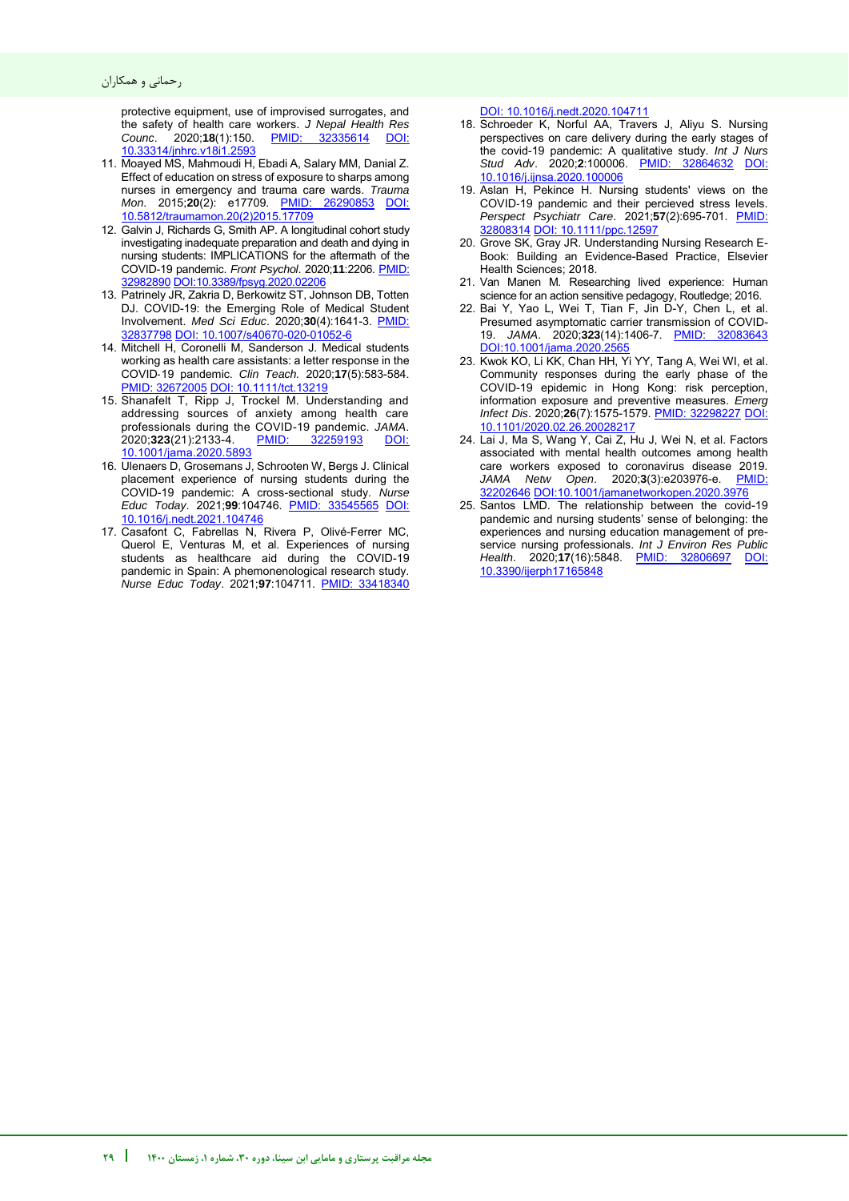protective equipment, use of improvised surrogates, and the safety of health care workers. *J Nepal Health Res Counc*. 2020;**18**(1):150. PMID: 32335614 DOI: 10.33314/jnhrc.v18i1.2593

11. Moayed MS, Mahmoudi H, Ebadi A, Salary MM, Danial Z. Effect of education on stress of exposure to sharps among nurses in emergency and trauma care wards. *Trauma Mon*. 2015;**20**(2): e17709. PMID: 26290853 DOI: 10.5812/traumamon.20(2)2015.17709
12. Galvin J, Richards G, Smith AP. A longitudinal cohort study investigating inadequate preparation and death and dying in nursing students: IMPLICATIONS for the aftermath of the COVID-19 pandemic. *Front Psychol*. 2020;**11**:2206. PMID: 32982890 DOI:10.3389/fpsyg.2020.02206
13. Patrinely JR, Zakria D, Berkowitz ST, Johnson DB, Totten DJ. COVID-19: the Emerging Role of Medical Student Involvement. *Med Sci Educ*. 2020;**30**(4):1641-3. PMID: 32837798 DOI: 10.1007/s40670-020-01052-6
14. Mitchell H, Coronelli M, Sanderson J. Medical students working as health care assistants: a letter response in the COVID-19 pandemic. *Clin Teach*. 2020;**17**(5):583-584. PMID: 32672005 DOI: 10.1111/tct.13219
15. Shanafelt T, Ripp J, Trockel M. Understanding and addressing sources of anxiety among health care professionals during the COVID-19 pandemic. *JAMA*. 2020;**323**(21):2133-4. PMID: 32259193 DOI: 10.1001/jama.2020.5893
16. Ulenaers D, Grosemans J, Schrooten W, Bergs J. Clinical placement experience of nursing students during the COVID-19 pandemic: A cross-sectional study. *Nurse Educ Today*. 2021;**99**:104746. PMID: 33545565 DOI: 10.1016/j.nedt.2021.104746
17. Casafont C, Fabrellas N, Rivera P, Olivé-Ferrer MC, Querol E, Venturas M, et al. Experiences of nursing students as healthcare aid during the COVID-19 pandemic in Spain: A phemonenological research study. *Nurse Educ Today*. 2021;**97**:104711. PMID: 33418340 DOI: 10.1016/j.nedt.2020.104711
18. Schroeder K, Norful AA, Travers J, Aliyu S. Nursing perspectives on care delivery during the early stages of the covid-19 pandemic: A qualitative study. *Int J Nurs Stud Adv*. 2020;**2**:100006. PMID: 32864632 DOI: 10.1016/j.ijnsa.2020.100006
19. Aslan H, Pekince H. Nursing students' views on the COVID-19 pandemic and their percieved stress levels. *Perspect Psychiatr Care*. 2021;**57**(2):695-701. PMID: 32808314 DOI: 10.1111/ppc.12597
20. Grove SK, Gray JR. Understanding Nursing Research E-Book: Building an Evidence-Based Practice, Elsevier Health Sciences; 2018.
21. Van Manen M. Researching lived experience: Human science for an action sensitive pedagogy, Routledge; 2016.
22. Bai Y, Yao L, Wei T, Tian F, Jin D-Y, Chen L, et al. Presumed asymptomatic carrier transmission of COVID-19. *JAMA*. 2020;**323**(14):1406-7. PMID: 32083643 DOI:10.1001/jama.2020.2565
23. Kwok KO, Li KK, Chan HH, Yi YY, Tang A, Wei WI, et al. Community responses during the early phase of the COVID-19 epidemic in Hong Kong: risk perception, information exposure and preventive measures. *Emerg Infect Dis*. 2020;**26**(7):1575-1579. PMID: 32298227 DOI: 10.1101/2020.02.26.20028217
24. Lai J, Ma S, Wang Y, Cai Z, Hu J, Wei N, et al. Factors associated with mental health outcomes among health care workers exposed to coronavirus disease 2019. *JAMA Netw Open*. 2020;**3**(3):e203976-e. PMID: 32202646 DOI:10.1001/jamanetworkopen.2020.3976
25. Santos LMD. The relationship between the covid-19 pandemic and nursing students' sense of belonging: the experiences and nursing education management of pre-service nursing professionals. *Int J Environ Res Public Health*. 2020;**17**(16):5848. PMID: 32806697 DOI: 10.3390/ijerph17165848